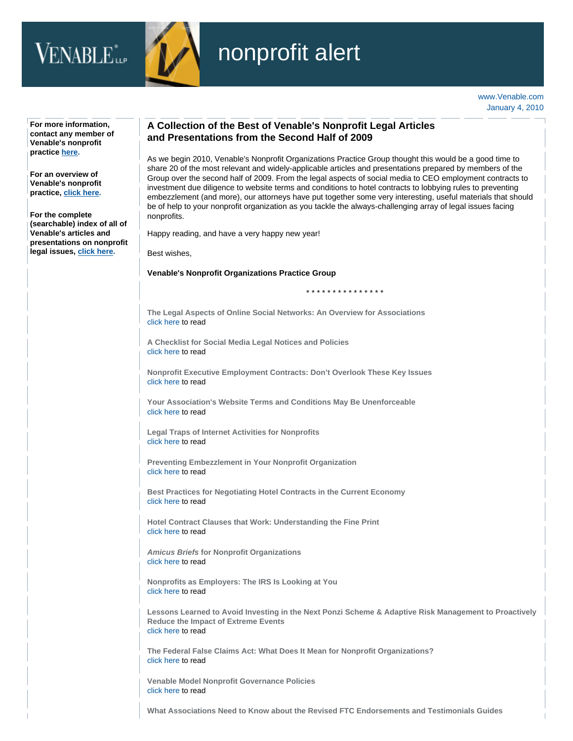VENABLE LLP

# nonprofit alert

www.Venable.com
January 4, 2010

**For more information, contact any member of Venable's nonprofit practice here.**

**For an overview of Venable's nonprofit practice, click here.**

**For the complete (searchable) index of all of Venable's articles and presentations on nonprofit legal issues, click here.**

## A Collection of the Best of Venable's Nonprofit Legal Articles and Presentations from the Second Half of 2009

As we begin 2010, Venable's Nonprofit Organizations Practice Group thought this would be a good time to share 20 of the most relevant and widely-applicable articles and presentations prepared by members of the Group over the second half of 2009. From the legal aspects of social media to CEO employment contracts to investment due diligence to website terms and conditions to hotel contracts to lobbying rules to preventing embezzlement (and more), our attorneys have put together some very interesting, useful materials that should be of help to your nonprofit organization as you tackle the always-challenging array of legal issues facing nonprofits.

Happy reading, and have a very happy new year!

Best wishes,

**Venable's Nonprofit Organizations Practice Group**

* * * * * * * * * * * * * * *

**The Legal Aspects of Online Social Networks: An Overview for Associations**
click here to read

**A Checklist for Social Media Legal Notices and Policies**
click here to read

**Nonprofit Executive Employment Contracts: Don't Overlook These Key Issues**
click here to read

**Your Association's Website Terms and Conditions May Be Unenforceable**
click here to read

**Legal Traps of Internet Activities for Nonprofits**
click here to read

**Preventing Embezzlement in Your Nonprofit Organization**
click here to read

**Best Practices for Negotiating Hotel Contracts in the Current Economy**
click here to read

**Hotel Contract Clauses that Work: Understanding the Fine Print**
click here to read

***Amicus Briefs* for Nonprofit Organizations**
click here to read

**Nonprofits as Employers: The IRS Is Looking at You**
click here to read

**Lessons Learned to Avoid Investing in the Next Ponzi Scheme & Adaptive Risk Management to Proactively Reduce the Impact of Extreme Events**
click here to read

**The Federal False Claims Act: What Does It Mean for Nonprofit Organizations?**
click here to read

**Venable Model Nonprofit Governance Policies**
click here to read

**What Associations Need to Know about the Revised FTC Endorsements and Testimonials Guides**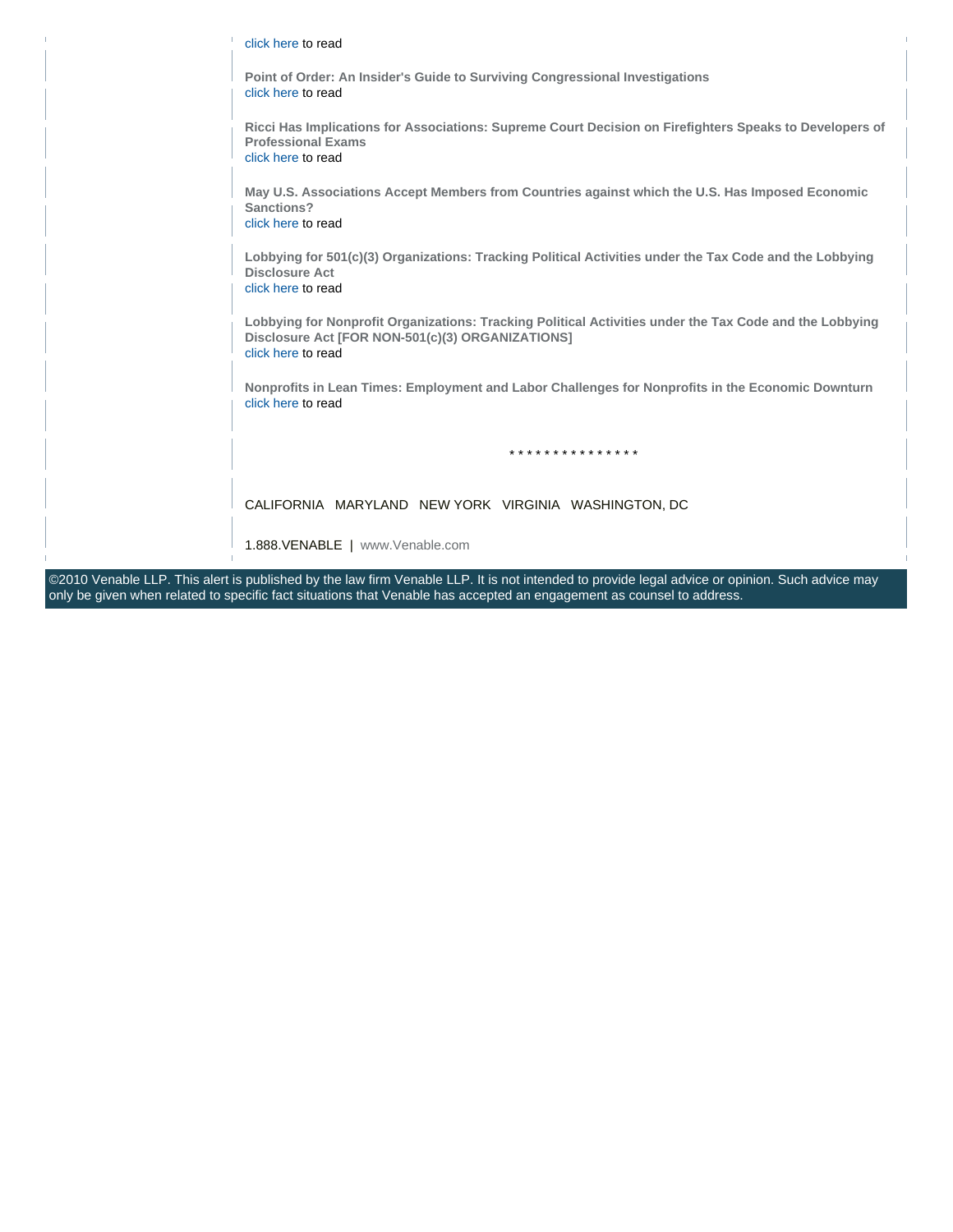click here to read

**Point of Order: An Insider's Guide to Surviving Congressional Investigations**
click here to read

**Ricci Has Implications for Associations: Supreme Court Decision on Firefighters Speaks to Developers of Professional Exams**
click here to read

**May U.S. Associations Accept Members from Countries against which the U.S. Has Imposed Economic Sanctions?**
click here to read

**Lobbying for 501(c)(3) Organizations: Tracking Political Activities under the Tax Code and the Lobbying Disclosure Act**
click here to read

**Lobbying for Nonprofit Organizations: Tracking Political Activities under the Tax Code and the Lobbying Disclosure Act [FOR NON-501(c)(3) ORGANIZATIONS]**
click here to read

**Nonprofits in Lean Times: Employment and Labor Challenges for Nonprofits in the Economic Downturn**
click here to read

* * * * * * * * * * * * * * *

CALIFORNIA   MARYLAND   NEW YORK   VIRGINIA   WASHINGTON, DC

1.888.VENABLE | www.Venable.com

©2010 Venable LLP. This alert is published by the law firm Venable LLP. It is not intended to provide legal advice or opinion. Such advice may only be given when related to specific fact situations that Venable has accepted an engagement as counsel to address.